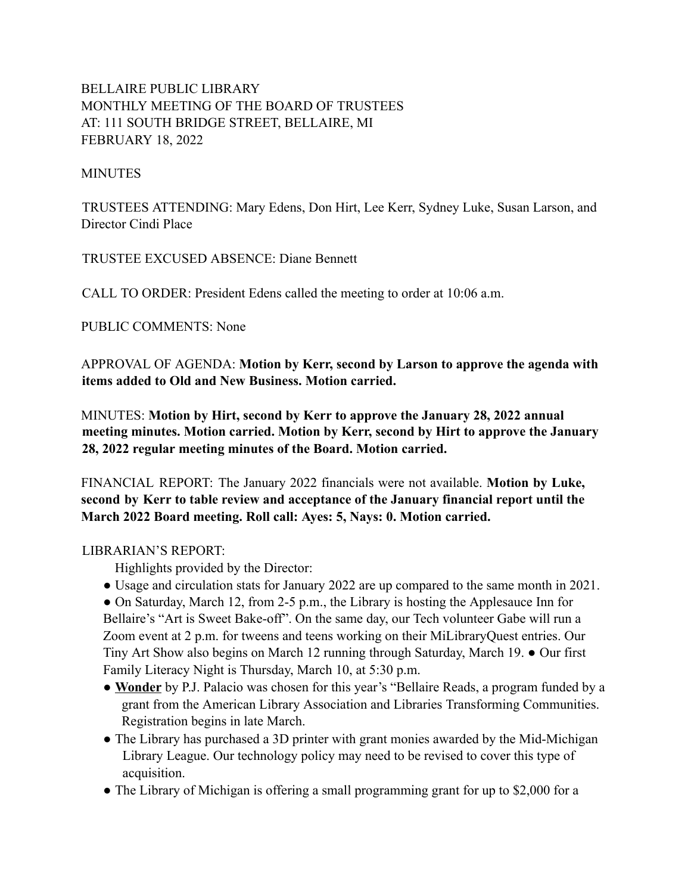BELLAIRE PUBLIC LIBRARY
MONTHLY MEETING OF THE BOARD OF TRUSTEES
AT: 111 SOUTH BRIDGE STREET, BELLAIRE, MI
FEBRUARY 18, 2022

MINUTES

TRUSTEES ATTENDING: Mary Edens, Don Hirt, Lee Kerr, Sydney Luke, Susan Larson, and Director Cindi Place

TRUSTEE EXCUSED ABSENCE: Diane Bennett

CALL TO ORDER: President Edens called the meeting to order at 10:06 a.m.

PUBLIC COMMENTS: None

APPROVAL OF AGENDA: **Motion by Kerr, second by Larson to approve the agenda with items added to Old and New Business. Motion carried.**

MINUTES: **Motion by Hirt, second by Kerr to approve the January 28, 2022 annual meeting minutes. Motion carried. Motion by Kerr, second by Hirt to approve the January 28, 2022 regular meeting minutes of the Board. Motion carried.**

FINANCIAL REPORT: The January 2022 financials were not available. **Motion by Luke, second by Kerr to table review and acceptance of the January financial report until the March 2022 Board meeting. Roll call: Ayes: 5, Nays: 0. Motion carried.**

LIBRARIAN'S REPORT:

Highlights provided by the Director:

- Usage and circulation stats for January 2022 are up compared to the same month in 2021.
- On Saturday, March 12, from 2-5 p.m., the Library is hosting the Applesauce Inn for Bellaire's "Art is Sweet Bake-off". On the same day, our Tech volunteer Gabe will run a Zoom event at 2 p.m. for tweens and teens working on their MiLibraryQuest entries. Our Tiny Art Show also begins on March 12 running through Saturday, March 19. ● Our first Family Literacy Night is Thursday, March 10, at 5:30 p.m.
- **Wonder** by P.J. Palacio was chosen for this year's "Bellaire Reads, a program funded by a grant from the American Library Association and Libraries Transforming Communities. Registration begins in late March.
- The Library has purchased a 3D printer with grant monies awarded by the Mid-Michigan Library League. Our technology policy may need to be revised to cover this type of acquisition.
- The Library of Michigan is offering a small programming grant for up to $2,000 for a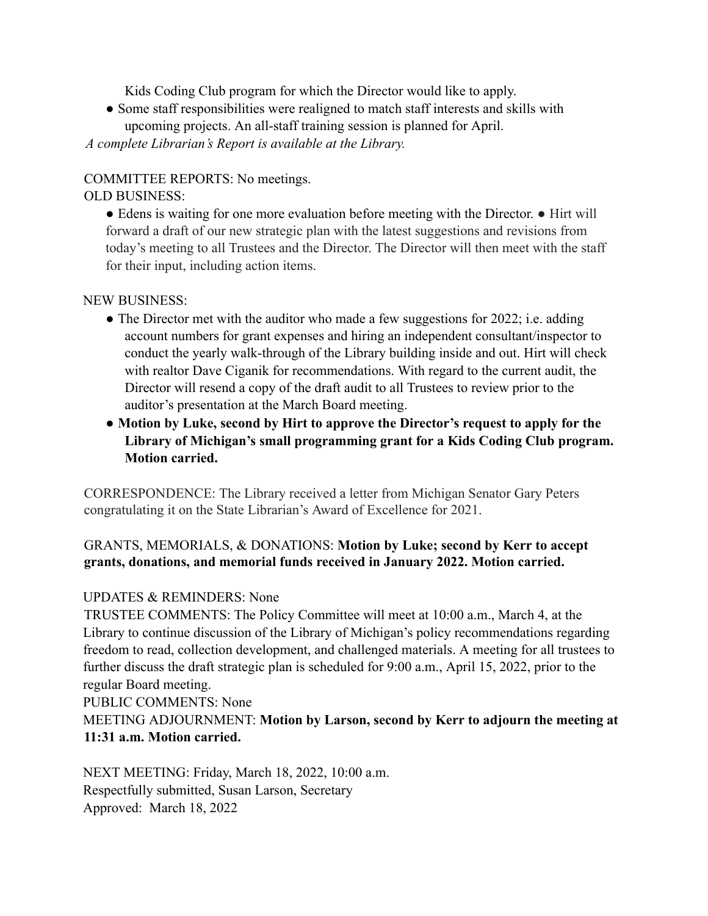Kids Coding Club program for which the Director would like to apply.

- Some staff responsibilities were realigned to match staff interests and skills with upcoming projects. An all-staff training session is planned for April.

*A complete Librarian's Report is available at the Library.*

COMMITTEE REPORTS: No meetings.

OLD BUSINESS:

- Edens is waiting for one more evaluation before meeting with the Director. ● Hirt will forward a draft of our new strategic plan with the latest suggestions and revisions from today's meeting to all Trustees and the Director. The Director will then meet with the staff for their input, including action items.

NEW BUSINESS:

- The Director met with the auditor who made a few suggestions for 2022; i.e. adding account numbers for grant expenses and hiring an independent consultant/inspector to conduct the yearly walk-through of the Library building inside and out. Hirt will check with realtor Dave Ciganik for recommendations. With regard to the current audit, the Director will resend a copy of the draft audit to all Trustees to review prior to the auditor's presentation at the March Board meeting.
- **Motion by Luke, second by Hirt to approve the Director's request to apply for the Library of Michigan's small programming grant for a Kids Coding Club program. Motion carried.**

CORRESPONDENCE: The Library received a letter from Michigan Senator Gary Peters congratulating it on the State Librarian's Award of Excellence for 2021.

GRANTS, MEMORIALS, & DONATIONS: **Motion by Luke; second by Kerr to accept grants, donations, and memorial funds received in January 2022. Motion carried.**

UPDATES & REMINDERS: None

TRUSTEE COMMENTS: The Policy Committee will meet at 10:00 a.m., March 4, at the Library to continue discussion of the Library of Michigan's policy recommendations regarding freedom to read, collection development, and challenged materials. A meeting for all trustees to further discuss the draft strategic plan is scheduled for 9:00 a.m., April 15, 2022, prior to the regular Board meeting.

PUBLIC COMMENTS: None

MEETING ADJOURNMENT: **Motion by Larson, second by Kerr to adjourn the meeting at 11:31 a.m. Motion carried.**

NEXT MEETING: Friday, March 18, 2022, 10:00 a.m.

Respectfully submitted, Susan Larson, Secretary

Approved: March 18, 2022